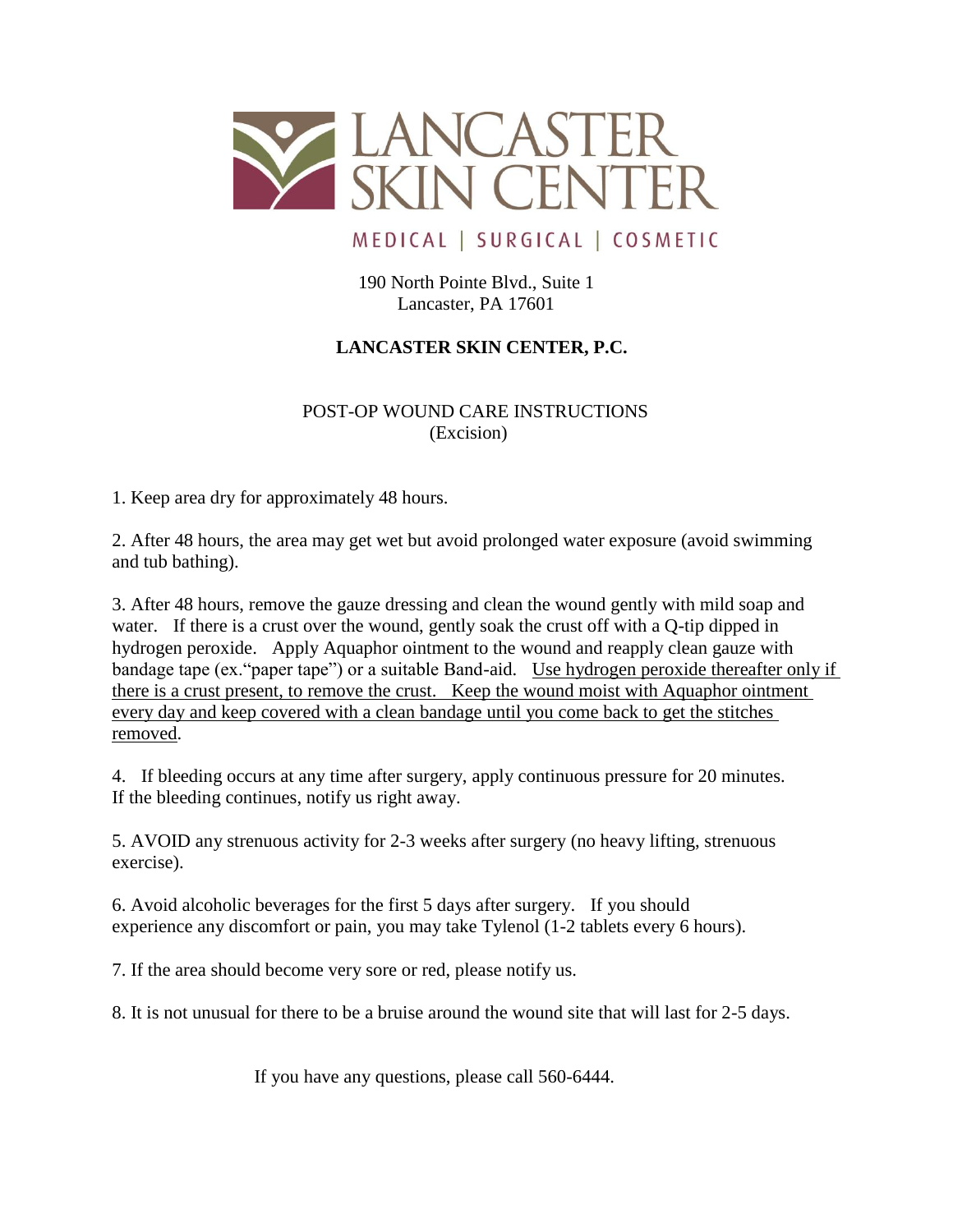# LANCASTER SKIN CENTER

MEDICAL | SURGICAL | COSMETIC

190 North Pointe Blvd., Suite 1
Lancaster, PA 17601

**LANCASTER SKIN CENTER, P.C.**

## POST-OP WOUND CARE INSTRUCTIONS
(Excision)

1. Keep area dry for approximately 48 hours.

2. After 48 hours, the area may get wet but avoid prolonged water exposure (avoid swimming and tub bathing).

3. After 48 hours, remove the gauze dressing and clean the wound gently with mild soap and water. If there is a crust over the wound, gently soak the crust off with a Q-tip dipped in hydrogen peroxide. Apply Aquaphor ointment to the wound and reapply clean gauze with bandage tape (ex."paper tape") or a suitable Band-aid. <u>Use hydrogen peroxide thereafter only if there is a crust present, to remove the crust. Keep the wound moist with Aquaphor ointment every day and keep covered with a clean bandage until you come back to get the stitches removed</u>.

4. If bleeding occurs at any time after surgery, apply continuous pressure for 20 minutes. If the bleeding continues, notify us right away.

5. AVOID any strenuous activity for 2-3 weeks after surgery (no heavy lifting, strenuous exercise).

6. Avoid alcoholic beverages for the first 5 days after surgery. If you should experience any discomfort or pain, you may take Tylenol (1-2 tablets every 6 hours).

7. If the area should become very sore or red, please notify us.

8. It is not unusual for there to be a bruise around the wound site that will last for 2-5 days.

If you have any questions, please call 560-6444.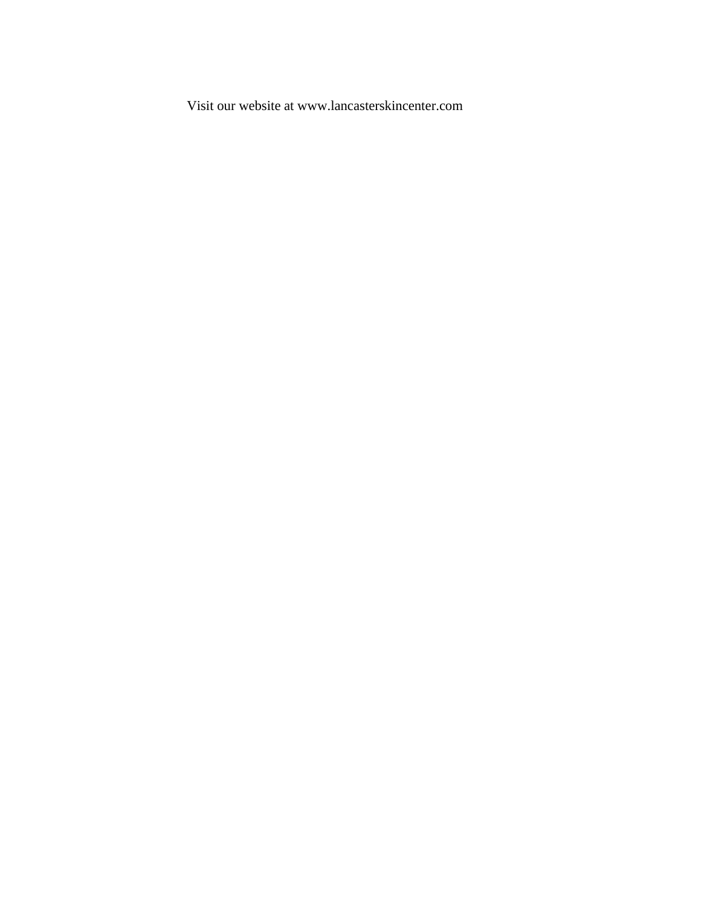Visit our website at www.lancasterskincenter.com